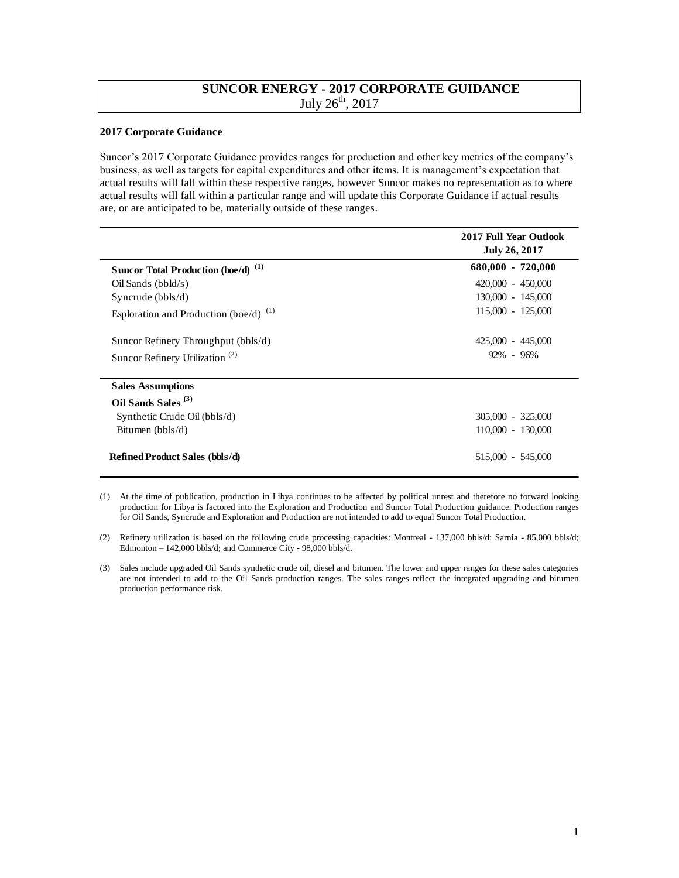# SUNCOR ENERGY - 2017 CORPORATE GUIDANCE

July 26th, 2017

### 2017 Corporate Guidance

Suncor's 2017 Corporate Guidance provides ranges for production and other key metrics of the company's business, as well as targets for capital expenditures and other items. It is management's expectation that actual results will fall within these respective ranges, however Suncor makes no representation as to where actual results will fall within a particular range and will update this Corporate Guidance if actual results are, or are anticipated to be, materially outside of these ranges.

| | 2017 Full Year Outlook July 26, 2017 |
|---|---|
| **Suncor Total Production (boe/d)** [(1)] | **680,000 - 720,000** |
| Oil Sands (bbld/s) | 420,000 - 450,000 |
| Syncrude (bbls/d) | 130,000 - 145,000 |
| Exploration and Production (boe/d) [(1)] | 115,000 - 125,000 |
| Suncor Refinery Throughput (bbls/d) | 425,000 - 445,000 |
| Suncor Refinery Utilization [(2)] | 92% - 96% |
| **Sales Assumptions** | |
| **Oil Sands Sales** [(3)] | |
| Synthetic Crude Oil (bbls/d) | 305,000 - 325,000 |
| Bitumen (bbls/d) | 110,000 - 130,000 |
| **Refined Product Sales (bbls/d)** | 515,000 - 545,000 |

(1) At the time of publication, production in Libya continues to be affected by political unrest and therefore no forward looking production for Libya is factored into the Exploration and Production and Suncor Total Production guidance. Production ranges for Oil Sands, Syncrude and Exploration and Production are not intended to add to equal Suncor Total Production.

(2) Refinery utilization is based on the following crude processing capacities: Montreal - 137,000 bbls/d; Sarnia - 85,000 bbls/d; Edmonton – 142,000 bbls/d; and Commerce City - 98,000 bbls/d.

(3) Sales include upgraded Oil Sands synthetic crude oil, diesel and bitumen. The lower and upper ranges for these sales categories are not intended to add to the Oil Sands production ranges. The sales ranges reflect the integrated upgrading and bitumen production performance risk.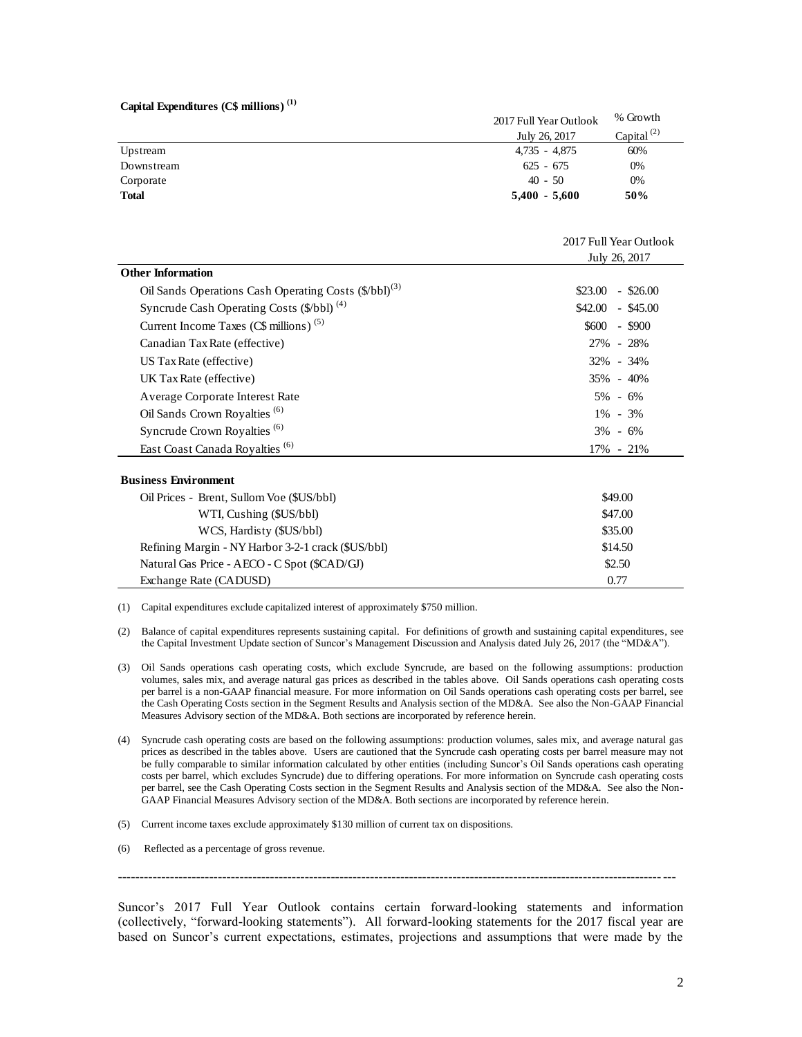**Capital Expenditures (C$ millions)** [1]

| | 2017 Full Year Outlook July 26, 2017 | % Growth Capital [2] |
|---|---|---|
| Upstream | 4,735 - 4,875 | 60% |
| Downstream | 625 - 675 | 0% |
| Corporate | 40 - 50 | 0% |
| **Total** | **5,400 - 5,600** | **50%** |

| | 2017 Full Year Outlook July 26, 2017 |
|---|---|
| **Other Information** | |
| Oil Sands Operations Cash Operating Costs ($/bbl)[3] | $23.00 - $26.00 |
| Syncrude Cash Operating Costs ($/bbl) [4] | $42.00 - $45.00 |
| Current Income Taxes (C$ millions) [5] | $600 - $900 |
| Canadian Tax Rate (effective) | 27% - 28% |
| US Tax Rate (effective) | 32% - 34% |
| UK Tax Rate (effective) | 35% - 40% |
| Average Corporate Interest Rate | 5% - 6% |
| Oil Sands Crown Royalties [6] | 1% - 3% |
| Syncrude Crown Royalties [6] | 3% - 6% |
| East Coast Canada Royalties [6] | 17% - 21% |
| **Business Environment** | |
| Oil Prices - Brent, Sullom Voe ($US/bbl) | $49.00 |
| WTI, Cushing ($US/bbl) | $47.00 |
| WCS, Hardisty ($US/bbl) | $35.00 |
| Refining Margin - NY Harbor 3-2-1 crack ($US/bbl) | $14.50 |
| Natural Gas Price - AECO - C Spot ($CAD/GJ) | $2.50 |
| Exchange Rate (CADUSD) | 0.77 |

(1) Capital expenditures exclude capitalized interest of approximately $750 million.

(2) Balance of capital expenditures represents sustaining capital. For definitions of growth and sustaining capital expenditures, see the Capital Investment Update section of Suncor's Management Discussion and Analysis dated July 26, 2017 (the "MD&A").

(3) Oil Sands operations cash operating costs, which exclude Syncrude, are based on the following assumptions: production volumes, sales mix, and average natural gas prices as described in the tables above. Oil Sands operations cash operating costs per barrel is a non-GAAP financial measure. For more information on Oil Sands operations cash operating costs per barrel, see the Cash Operating Costs section in the Segment Results and Analysis section of the MD&A. See also the Non-GAAP Financial Measures Advisory section of the MD&A. Both sections are incorporated by reference herein.

(4) Syncrude cash operating costs are based on the following assumptions: production volumes, sales mix, and average natural gas prices as described in the tables above. Users are cautioned that the Syncrude cash operating costs per barrel measure may not be fully comparable to similar information calculated by other entities (including Suncor's Oil Sands operations cash operating costs per barrel, which excludes Syncrude) due to differing operations. For more information on Syncrude cash operating costs per barrel, see the Cash Operating Costs section in the Segment Results and Analysis section of the MD&A. See also the Non-GAAP Financial Measures Advisory section of the MD&A. Both sections are incorporated by reference herein.

(5) Current income taxes exclude approximately $130 million of current tax on dispositions.

(6) Reflected as a percentage of gross revenue.

---

Suncor's 2017 Full Year Outlook contains certain forward-looking statements and information (collectively, "forward-looking statements"). All forward-looking statements for the 2017 fiscal year are based on Suncor's current expectations, estimates, projections and assumptions that were made by the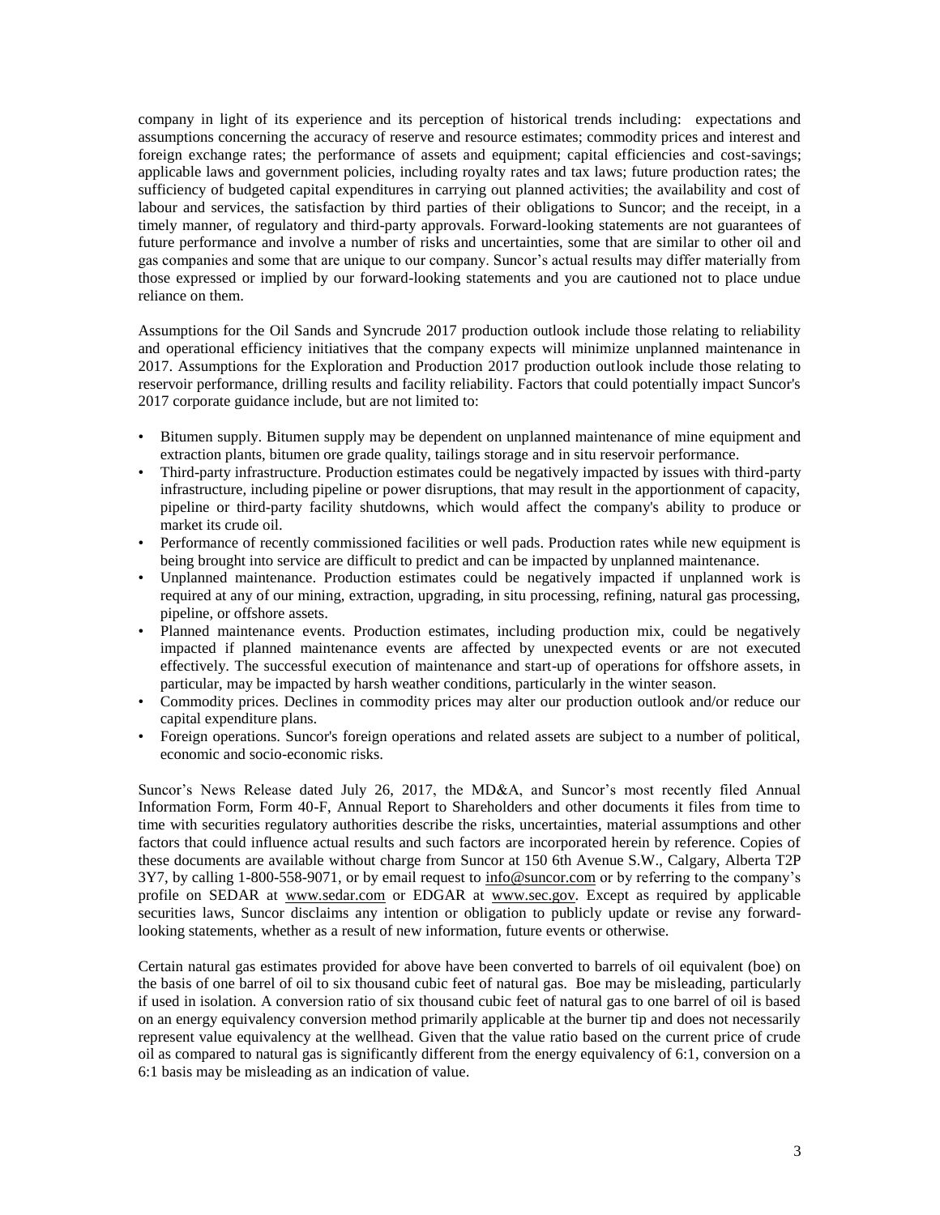company in light of its experience and its perception of historical trends including: expectations and assumptions concerning the accuracy of reserve and resource estimates; commodity prices and interest and foreign exchange rates; the performance of assets and equipment; capital efficiencies and cost-savings; applicable laws and government policies, including royalty rates and tax laws; future production rates; the sufficiency of budgeted capital expenditures in carrying out planned activities; the availability and cost of labour and services, the satisfaction by third parties of their obligations to Suncor; and the receipt, in a timely manner, of regulatory and third-party approvals. Forward-looking statements are not guarantees of future performance and involve a number of risks and uncertainties, some that are similar to other oil and gas companies and some that are unique to our company. Suncor's actual results may differ materially from those expressed or implied by our forward-looking statements and you are cautioned not to place undue reliance on them.

Assumptions for the Oil Sands and Syncrude 2017 production outlook include those relating to reliability and operational efficiency initiatives that the company expects will minimize unplanned maintenance in 2017. Assumptions for the Exploration and Production 2017 production outlook include those relating to reservoir performance, drilling results and facility reliability. Factors that could potentially impact Suncor's 2017 corporate guidance include, but are not limited to:

- Bitumen supply. Bitumen supply may be dependent on unplanned maintenance of mine equipment and extraction plants, bitumen ore grade quality, tailings storage and in situ reservoir performance.
- Third-party infrastructure. Production estimates could be negatively impacted by issues with third-party infrastructure, including pipeline or power disruptions, that may result in the apportionment of capacity, pipeline or third-party facility shutdowns, which would affect the company's ability to produce or market its crude oil.
- Performance of recently commissioned facilities or well pads. Production rates while new equipment is being brought into service are difficult to predict and can be impacted by unplanned maintenance.
- Unplanned maintenance. Production estimates could be negatively impacted if unplanned work is required at any of our mining, extraction, upgrading, in situ processing, refining, natural gas processing, pipeline, or offshore assets.
- Planned maintenance events. Production estimates, including production mix, could be negatively impacted if planned maintenance events are affected by unexpected events or are not executed effectively. The successful execution of maintenance and start-up of operations for offshore assets, in particular, may be impacted by harsh weather conditions, particularly in the winter season.
- Commodity prices. Declines in commodity prices may alter our production outlook and/or reduce our capital expenditure plans.
- Foreign operations. Suncor's foreign operations and related assets are subject to a number of political, economic and socio-economic risks.

Suncor's News Release dated July 26, 2017, the MD&A, and Suncor's most recently filed Annual Information Form, Form 40-F, Annual Report to Shareholders and other documents it files from time to time with securities regulatory authorities describe the risks, uncertainties, material assumptions and other factors that could influence actual results and such factors are incorporated herein by reference. Copies of these documents are available without charge from Suncor at 150 6th Avenue S.W., Calgary, Alberta T2P 3Y7, by calling 1-800-558-9071, or by email request to info@suncor.com or by referring to the company's profile on SEDAR at www.sedar.com or EDGAR at www.sec.gov. Except as required by applicable securities laws, Suncor disclaims any intention or obligation to publicly update or revise any forward-looking statements, whether as a result of new information, future events or otherwise.

Certain natural gas estimates provided for above have been converted to barrels of oil equivalent (boe) on the basis of one barrel of oil to six thousand cubic feet of natural gas. Boe may be misleading, particularly if used in isolation. A conversion ratio of six thousand cubic feet of natural gas to one barrel of oil is based on an energy equivalency conversion method primarily applicable at the burner tip and does not necessarily represent value equivalency at the wellhead. Given that the value ratio based on the current price of crude oil as compared to natural gas is significantly different from the energy equivalency of 6:1, conversion on a 6:1 basis may be misleading as an indication of value.